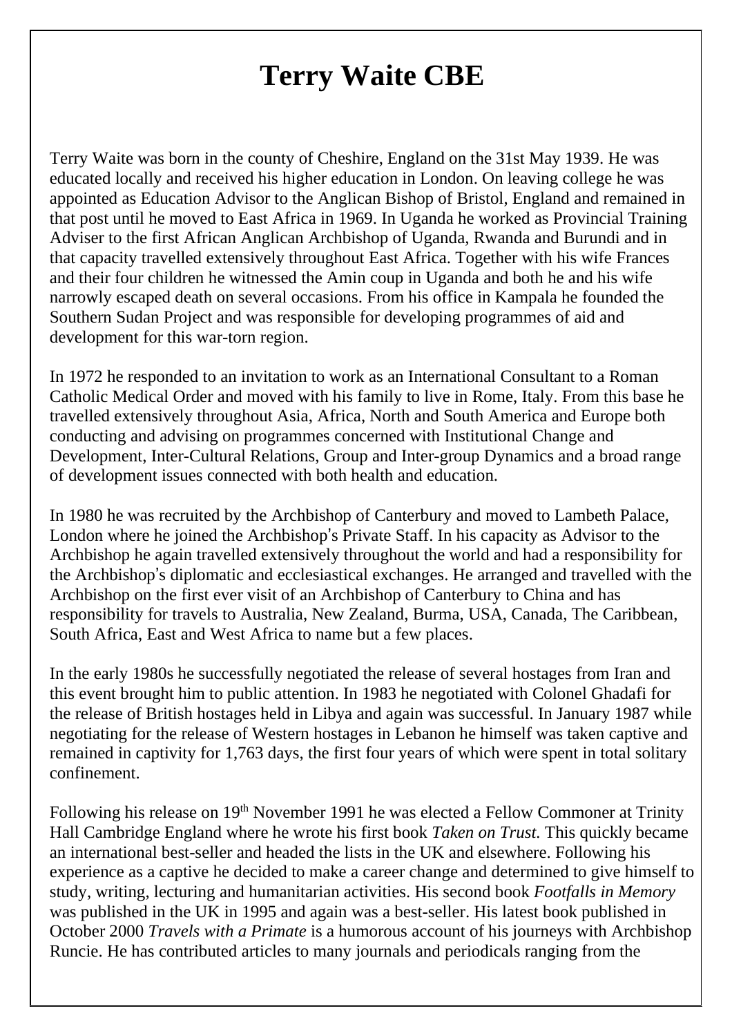# Terry Waite CBE

Terry Waite was born in the county of Cheshire, England on the 31st May 1939. He was educated locally and received his higher education in London. On leaving college he was appointed as Education Advisor to the Anglican Bishop of Bristol, England and remained in that post until he moved to East Africa in 1969. In Uganda he worked as Provincial Training Adviser to the first African Anglican Archbishop of Uganda, Rwanda and Burundi and in that capacity travelled extensively throughout East Africa. Together with his wife Frances and their four children he witnessed the Amin coup in Uganda and both he and his wife narrowly escaped death on several occasions. From his office in Kampala he founded the Southern Sudan Project and was responsible for developing programmes of aid and development for this war-torn region.

In 1972 he responded to an invitation to work as an International Consultant to a Roman Catholic Medical Order and moved with his family to live in Rome, Italy. From this base he travelled extensively throughout Asia, Africa, North and South America and Europe both conducting and advising on programmes concerned with Institutional Change and Development, Inter-Cultural Relations, Group and Inter-group Dynamics and a broad range of development issues connected with both health and education.

In 1980 he was recruited by the Archbishop of Canterbury and moved to Lambeth Palace, London where he joined the Archbishop's Private Staff. In his capacity as Advisor to the Archbishop he again travelled extensively throughout the world and had a responsibility for the Archbishop's diplomatic and ecclesiastical exchanges. He arranged and travelled with the Archbishop on the first ever visit of an Archbishop of Canterbury to China and has responsibility for travels to Australia, New Zealand, Burma, USA, Canada, The Caribbean, South Africa, East and West Africa to name but a few places.

In the early 1980s he successfully negotiated the release of several hostages from Iran and this event brought him to public attention. In 1983 he negotiated with Colonel Ghadafi for the release of British hostages held in Libya and again was successful. In January 1987 while negotiating for the release of Western hostages in Lebanon he himself was taken captive and remained in captivity for 1,763 days, the first four years of which were spent in total solitary confinement.

Following his release on 19th November 1991 he was elected a Fellow Commoner at Trinity Hall Cambridge England where he wrote his first book *Taken on Trust*. This quickly became an international best-seller and headed the lists in the UK and elsewhere. Following his experience as a captive he decided to make a career change and determined to give himself to study, writing, lecturing and humanitarian activities. His second book *Footfalls in Memory* was published in the UK in 1995 and again was a best-seller. His latest book published in October 2000 *Travels with a Primate* is a humorous account of his journeys with Archbishop Runcie. He has contributed articles to many journals and periodicals ranging from the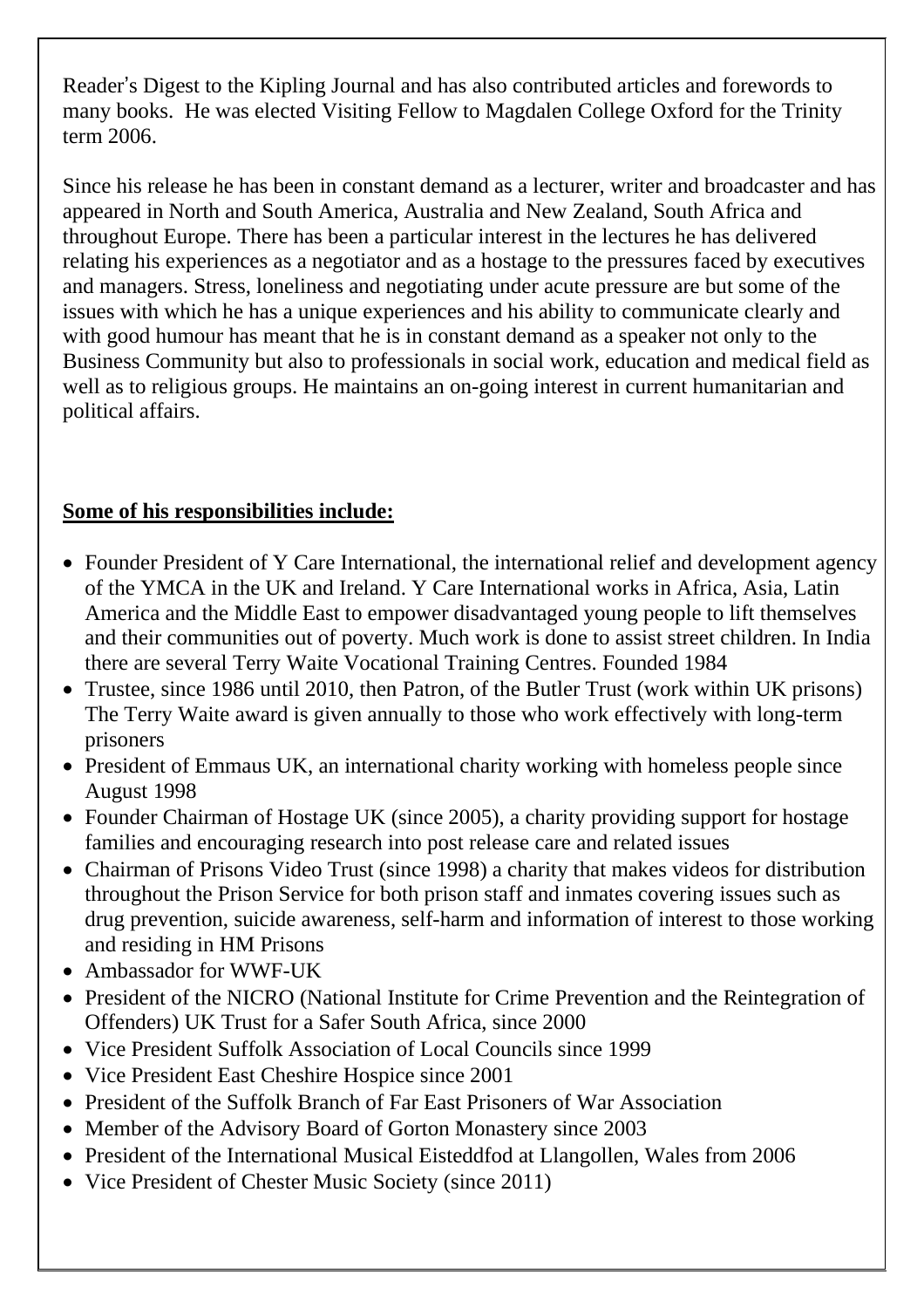Reader's Digest to the Kipling Journal and has also contributed articles and forewords to many books. He was elected Visiting Fellow to Magdalen College Oxford for the Trinity term 2006.

Since his release he has been in constant demand as a lecturer, writer and broadcaster and has appeared in North and South America, Australia and New Zealand, South Africa and throughout Europe. There has been a particular interest in the lectures he has delivered relating his experiences as a negotiator and as a hostage to the pressures faced by executives and managers. Stress, loneliness and negotiating under acute pressure are but some of the issues with which he has a unique experiences and his ability to communicate clearly and with good humour has meant that he is in constant demand as a speaker not only to the Business Community but also to professionals in social work, education and medical field as well as to religious groups. He maintains an on-going interest in current humanitarian and political affairs.

**Some of his responsibilities include:**

- Founder President of Y Care International, the international relief and development agency of the YMCA in the UK and Ireland. Y Care International works in Africa, Asia, Latin America and the Middle East to empower disadvantaged young people to lift themselves and their communities out of poverty. Much work is done to assist street children. In India there are several Terry Waite Vocational Training Centres. Founded 1984
- Trustee, since 1986 until 2010, then Patron, of the Butler Trust (work within UK prisons) The Terry Waite award is given annually to those who work effectively with long-term prisoners
- President of Emmaus UK, an international charity working with homeless people since August 1998
- Founder Chairman of Hostage UK (since 2005), a charity providing support for hostage families and encouraging research into post release care and related issues
- Chairman of Prisons Video Trust (since 1998) a charity that makes videos for distribution throughout the Prison Service for both prison staff and inmates covering issues such as drug prevention, suicide awareness, self-harm and information of interest to those working and residing in HM Prisons
- Ambassador for WWF-UK
- President of the NICRO (National Institute for Crime Prevention and the Reintegration of Offenders) UK Trust for a Safer South Africa, since 2000
- Vice President Suffolk Association of Local Councils since 1999
- Vice President East Cheshire Hospice since 2001
- President of the Suffolk Branch of Far East Prisoners of War Association
- Member of the Advisory Board of Gorton Monastery since 2003
- President of the International Musical Eisteddfod at Llangollen, Wales from 2006
- Vice President of Chester Music Society (since 2011)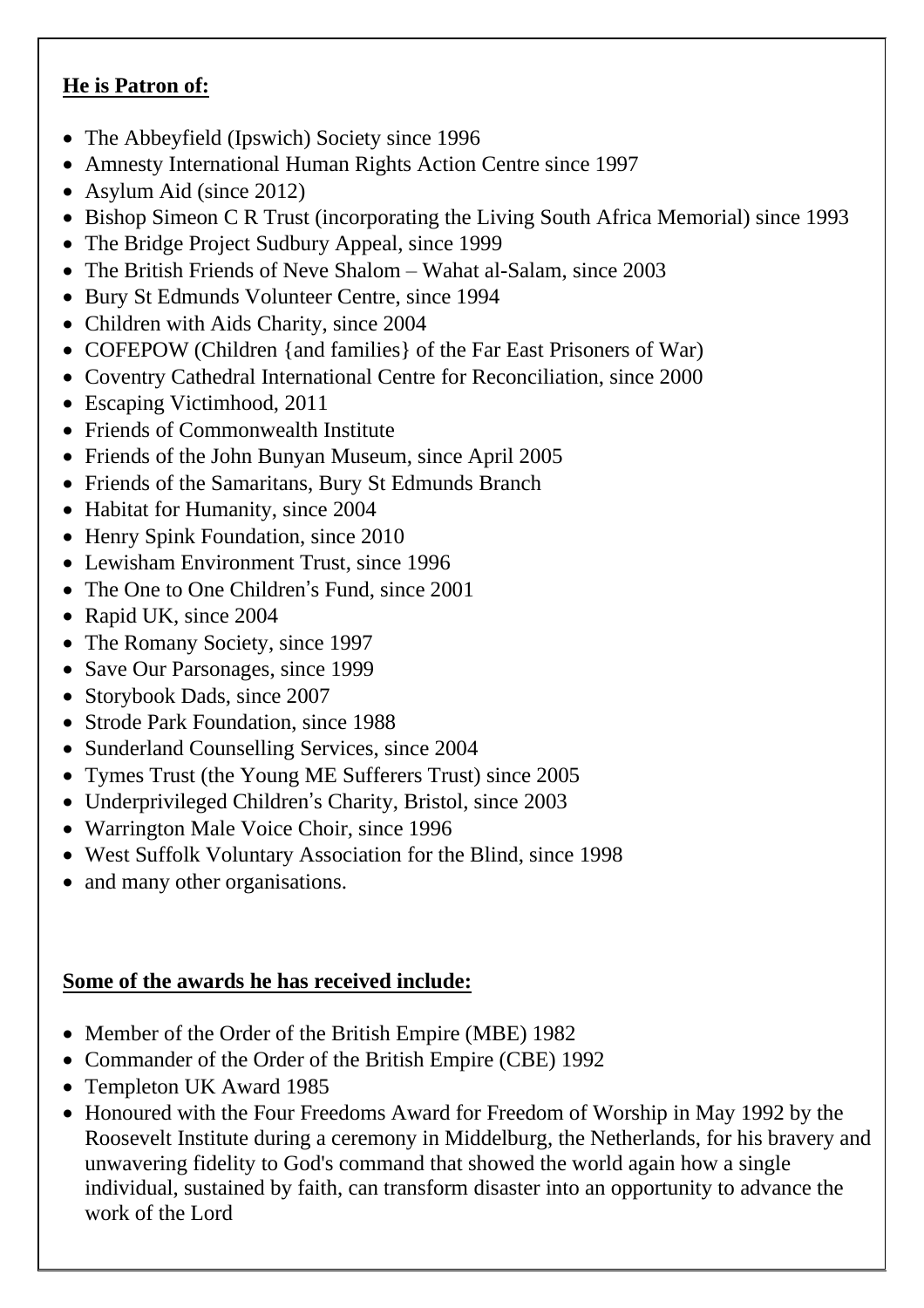**He is Patron of:**

- The Abbeyfield (Ipswich) Society since 1996
- Amnesty International Human Rights Action Centre since 1997
- Asylum Aid (since 2012)
- Bishop Simeon C R Trust (incorporating the Living South Africa Memorial) since 1993
- The Bridge Project Sudbury Appeal, since 1999
- The British Friends of Neve Shalom – Wahat al-Salam, since 2003
- Bury St Edmunds Volunteer Centre, since 1994
- Children with Aids Charity, since 2004
- COFEPOW (Children {and families} of the Far East Prisoners of War)
- Coventry Cathedral International Centre for Reconciliation, since 2000
- Escaping Victimhood, 2011
- Friends of Commonwealth Institute
- Friends of the John Bunyan Museum, since April 2005
- Friends of the Samaritans, Bury St Edmunds Branch
- Habitat for Humanity, since 2004
- Henry Spink Foundation, since 2010
- Lewisham Environment Trust, since 1996
- The One to One Children's Fund, since 2001
- Rapid UK, since 2004
- The Romany Society, since 1997
- Save Our Parsonages, since 1999
- Storybook Dads, since 2007
- Strode Park Foundation, since 1988
- Sunderland Counselling Services, since 2004
- Tymes Trust (the Young ME Sufferers Trust) since 2005
- Underprivileged Children's Charity, Bristol, since 2003
- Warrington Male Voice Choir, since 1996
- West Suffolk Voluntary Association for the Blind, since 1998
- and many other organisations.

**Some of the awards he has received include:**

- Member of the Order of the British Empire (MBE) 1982
- Commander of the Order of the British Empire (CBE) 1992
- Templeton UK Award 1985
- Honoured with the Four Freedoms Award for Freedom of Worship in May 1992 by the Roosevelt Institute during a ceremony in Middelburg, the Netherlands, for his bravery and unwavering fidelity to God's command that showed the world again how a single individual, sustained by faith, can transform disaster into an opportunity to advance the work of the Lord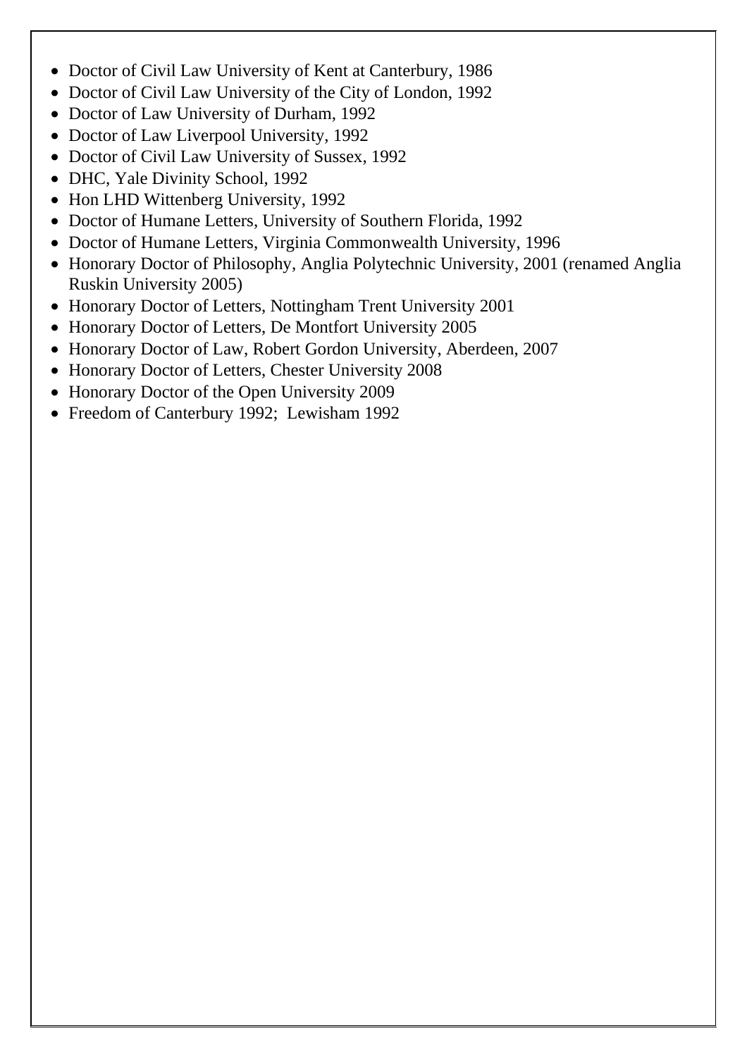- Doctor of Civil Law University of Kent at Canterbury, 1986
- Doctor of Civil Law University of the City of London, 1992
- Doctor of Law University of Durham, 1992
- Doctor of Law Liverpool University, 1992
- Doctor of Civil Law University of Sussex, 1992
- DHC, Yale Divinity School, 1992
- Hon LHD Wittenberg University, 1992
- Doctor of Humane Letters, University of Southern Florida, 1992
- Doctor of Humane Letters, Virginia Commonwealth University, 1996
- Honorary Doctor of Philosophy, Anglia Polytechnic University, 2001 (renamed Anglia Ruskin University 2005)
- Honorary Doctor of Letters, Nottingham Trent University 2001
- Honorary Doctor of Letters, De Montfort University 2005
- Honorary Doctor of Law, Robert Gordon University, Aberdeen, 2007
- Honorary Doctor of Letters, Chester University 2008
- Honorary Doctor of the Open University 2009
- Freedom of Canterbury 1992; Lewisham 1992